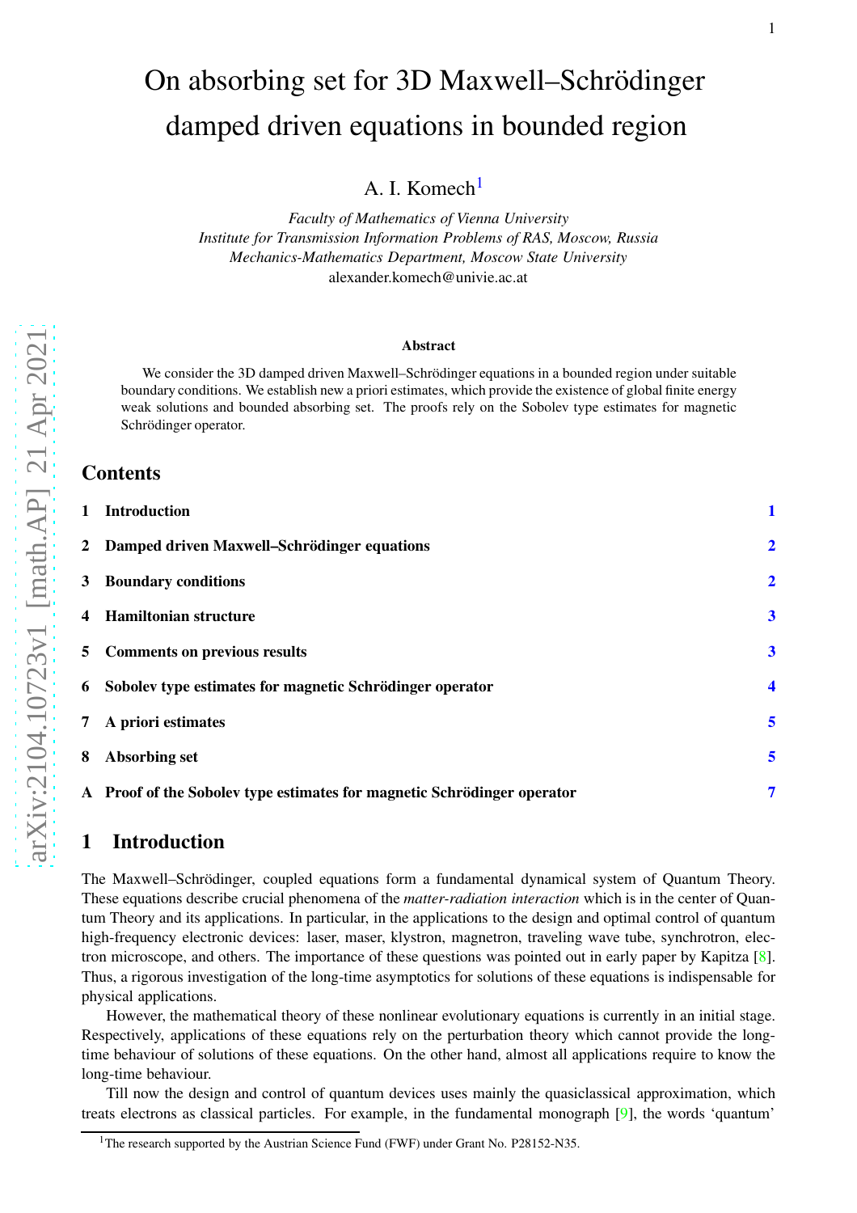# On absorbing set for 3D Maxwell–Schrödinger damped driven equations in bounded region

A. I. Komech[1]

*Faculty of Mathematics of Vienna University*
*Institute for Transmission Information Problems of RAS, Moscow, Russia*
*Mechanics-Mathematics Department, Moscow State University*
alexander.komech@univie.ac.at

### Abstract

We consider the 3D damped driven Maxwell–Schrödinger equations in a bounded region under suitable boundary conditions. We establish new a priori estimates, which provide the existence of global finite energy weak solutions and bounded absorbing set. The proofs rely on the Sobolev type estimates for magnetic Schrödinger operator.

## Contents

1 Introduction 1

2 Damped driven Maxwell–Schrödinger equations 2

3 Boundary conditions 2

4 Hamiltonian structure 3

5 Comments on previous results 3

6 Sobolev type estimates for magnetic Schrödinger operator 4

7 A priori estimates 5

8 Absorbing set 5

A Proof of the Sobolev type estimates for magnetic Schrödinger operator 7

## 1 Introduction

The Maxwell–Schrödinger, coupled equations form a fundamental dynamical system of Quantum Theory. These equations describe crucial phenomena of the *matter-radiation interaction* which is in the center of Quantum Theory and its applications. In particular, in the applications to the design and optimal control of quantum high-frequency electronic devices: laser, maser, klystron, magnetron, traveling wave tube, synchrotron, electron microscope, and others. The importance of these questions was pointed out in early paper by Kapitza [8]. Thus, a rigorous investigation of the long-time asymptotics for solutions of these equations is indispensable for physical applications.

However, the mathematical theory of these nonlinear evolutionary equations is currently in an initial stage. Respectively, applications of these equations rely on the perturbation theory which cannot provide the long-time behaviour of solutions of these equations. On the other hand, almost all applications require to know the long-time behaviour.

Till now the design and control of quantum devices uses mainly the quasiclassical approximation, which treats electrons as classical particles. For example, in the fundamental monograph [9], the words 'quantum'

[1] The research supported by the Austrian Science Fund (FWF) under Grant No. P28152-N35.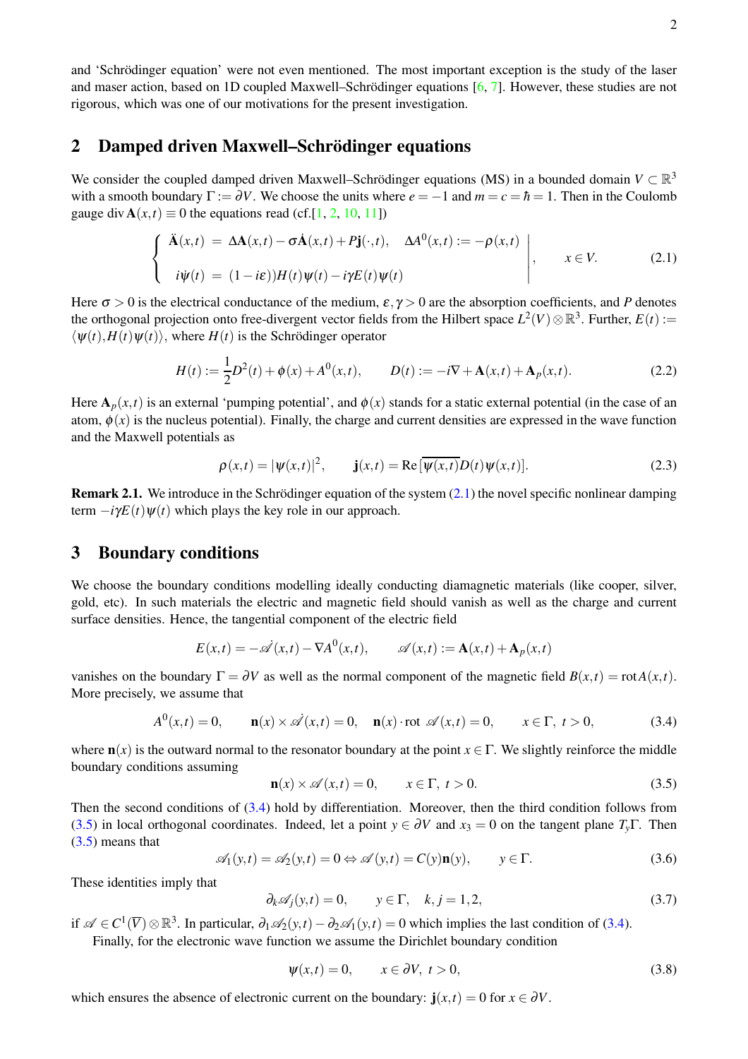and 'Schrödinger equation' were not even mentioned. The most important exception is the study of the laser and maser action, based on 1D coupled Maxwell–Schrödinger equations [6, 7]. However, these studies are not rigorous, which was one of our motivations for the present investigation.

## 2 Damped driven Maxwell–Schrödinger equations

We consider the coupled damped driven Maxwell–Schrödinger equations (MS) in a bounded domain $V \subset \mathbb{R}^3$ with a smooth boundary $\Gamma := \partial V$. We choose the units where $e = -1$ and $m = c = \hbar = 1$. Then in the Coulomb gauge $\operatorname{div} \mathbf{A}(x,t) \equiv 0$ the equations read (cf.[1, 2, 10, 11])

$$
\left\{
\begin{array}{rcl}
\ddot{\mathbf{A}}(x,t) &=& \Delta \mathbf{A}(x,t) - \sigma \dot{\mathbf{A}}(x,t) + P\mathbf{j}(\cdot,t), \quad \Delta A^0(x,t) := -\rho(x,t) \\[2mm]
i\dot{\psi}(t) &=& (1-i\varepsilon))H(t)\psi(t) - i\gamma E(t)\psi(t)
\end{array}
\right| , \qquad x \in V. \tag{2.1}
$$

Here $\sigma > 0$ is the electrical conductance of the medium, $\varepsilon, \gamma > 0$ are the absorption coefficients, and $P$ denotes the orthogonal projection onto free-divergent vector fields from the Hilbert space $L^2(V) \otimes \mathbb{R}^3$. Further, $E(t) := \langle \psi(t), H(t)\psi(t) \rangle$, where $H(t)$ is the Schrödinger operator

$$
H(t) := \frac{1}{2}D^2(t) + \phi(x) + A^0(x,t), \qquad D(t) := -i\nabla + \mathbf{A}(x,t) + \mathbf{A}_p(x,t). \tag{2.2}
$$

Here $\mathbf{A}_p(x,t)$ is an external 'pumping potential', and $\phi(x)$ stands for a static external potential (in the case of an atom, $\phi(x)$ is the nucleus potential). Finally, the charge and current densities are expressed in the wave function and the Maxwell potentials as

$$
\rho(x,t) = |\psi(x,t)|^2, \qquad \mathbf{j}(x,t) = \operatorname{Re}[\overline{\psi(x,t)} D(t)\psi(x,t)]. \tag{2.3}
$$

**Remark 2.1.** We introduce in the Schrödinger equation of the system (2.1) the novel specific nonlinear damping term $-i\gamma E(t)\psi(t)$ which plays the key role in our approach.

## 3 Boundary conditions

We choose the boundary conditions modelling ideally conducting diamagnetic materials (like cooper, silver, gold, etc). In such materials the electric and magnetic field should vanish as well as the charge and current surface densities. Hence, the tangential component of the electric field

$$
E(x,t) = -\dot{\mathscr{A}}(x,t) - \nabla A^0(x,t), \qquad \mathscr{A}(x,t) := \mathbf{A}(x,t) + \mathbf{A}_p(x,t)
$$

vanishes on the boundary $\Gamma = \partial V$ as well as the normal component of the magnetic field $B(x,t) = \operatorname{rot} A(x,t)$. More precisely, we assume that

$$
A^0(x,t) = 0, \qquad \mathbf{n}(x) \times \dot{\mathscr{A}}(x,t) = 0, \quad \mathbf{n}(x) \cdot \operatorname{rot} \mathscr{A}(x,t) = 0, \qquad x \in \Gamma,\ t > 0, \tag{3.4}
$$

where $\mathbf{n}(x)$ is the outward normal to the resonator boundary at the point $x \in \Gamma$. We slightly reinforce the middle boundary conditions assuming

$$
\mathbf{n}(x) \times \mathscr{A}(x,t) = 0, \qquad x \in \Gamma,\ t > 0. \tag{3.5}
$$

Then the second conditions of (3.4) hold by differentiation. Moreover, then the third condition follows from (3.5) in local orthogonal coordinates. Indeed, let a point $y \in \partial V$ and $x_3 = 0$ on the tangent plane $T_y\Gamma$. Then (3.5) means that

$$
\mathscr{A}_1(y,t) = \mathscr{A}_2(y,t) = 0 \Leftrightarrow \mathscr{A}(y,t) = C(y)\mathbf{n}(y), \qquad y \in \Gamma. \tag{3.6}
$$

These identities imply that

$$
\partial_k \mathscr{A}_j(y,t) = 0, \qquad y \in \Gamma, \quad k,j = 1,2, \tag{3.7}
$$

if $\mathscr{A} \in C^1(\overline{V}) \otimes \mathbb{R}^3$. In particular, $\partial_1 \mathscr{A}_2(y,t) - \partial_2 \mathscr{A}_1(y,t) = 0$ which implies the last condition of (3.4).

Finally, for the electronic wave function we assume the Dirichlet boundary condition

$$
\psi(x,t) = 0, \qquad x \in \partial V,\ t > 0, \tag{3.8}
$$

which ensures the absence of electronic current on the boundary: $\mathbf{j}(x,t) = 0$ for $x \in \partial V$.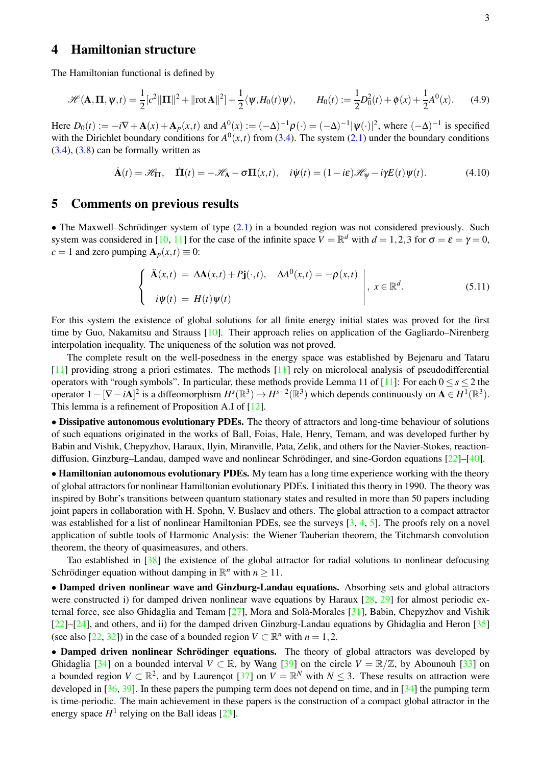## 4 Hamiltonian structure

The Hamiltonian functional is defined by

$$\mathscr{H}(\mathbf{A},\mathbf{\Pi},\psi,t)=\frac{1}{2}[c^2\|\mathbf{\Pi}\|^2+\|\mathrm{rot}\,\mathbf{A}\|^2]+\frac{1}{2}\langle\psi,H_0(t)\psi\rangle,\qquad H_0(t):=\frac{1}{2}D_0^2(t)+\phi(x)+\frac{1}{2}A^0(x).\tag{4.9}$$

Here $D_0(t):=-i\nabla+\mathbf{A}(x)+\mathbf{A}_p(x,t)$ and $A^0(x):=(-\Delta)^{-1}\rho(\cdot)=(-\Delta)^{-1}|\psi(\cdot)|^2$, where $(-\Delta)^{-1}$ is specified with the Dirichlet boundary conditions for $A^0(x,t)$ from (3.4). The system (2.1) under the boundary conditions (3.4), (3.8) can be formally written as

$$\dot{\mathbf{A}}(t)=\mathscr{H}_{\mathbf{\Pi}},\quad \dot{\mathbf{\Pi}}(t)=-\mathscr{H}_{\mathbf{A}}-\sigma\mathbf{\Pi}(x,t),\quad i\dot\psi(t)=(1-i\varepsilon)\mathscr{H}_\psi-i\gamma E(t)\psi(t).\tag{4.10}$$

## 5 Comments on previous results

• The Maxwell–Schrödinger system of type (2.1) in a bounded region was not considered previously. Such system was considered in [10, 11] for the case of the infinite space $V=\mathbb{R}^d$ with $d=1,2,3$ for $\sigma=\varepsilon=\gamma=0$, $c=1$ and zero pumping $\mathbf{A}_p(x,t)\equiv 0$:

$$\left\{\begin{array}{rcl}\ddot{\mathbf{A}}(x,t)&=&\Delta\mathbf{A}(x,t)+P\mathbf{j}(\cdot,t),\quad \Delta A^0(x,t)=-\rho(x,t)\\[2mm] i\dot\psi(t)&=&H(t)\psi(t)\end{array}\right|,\ x\in\mathbb{R}^d.\tag{5.11}$$

For this system the existence of global solutions for all finite energy initial states was proved for the first time by Guo, Nakamitsu and Strauss [10]. Their approach relies on application of the Gagliardo–Nirenberg interpolation inequality. The uniqueness of the solution was not proved.

The complete result on the well-posedness in the energy space was established by Bejenaru and Tataru [11] providing strong a priori estimates. The methods [11] rely on microlocal analysis of pseudodifferential operators with "rough symbols". In particular, these methods provide Lemma 11 of [11]: For each $0\le s\le 2$ the operator $1-[\nabla-i\mathbf{A}]^2$ is a diffeomorphism $H^s(\mathbb{R}^3)\to H^{s-2}(\mathbb{R}^3)$ which depends continuously on $\mathbf{A}\in H^1(\mathbb{R}^3)$. This lemma is a refinement of Proposition A.I of [12].

• **Dissipative autonomous evolutionary PDEs.** The theory of attractors and long-time behaviour of solutions of such equations originated in the works of Ball, Foias, Hale, Henry, Temam, and was developed further by Babin and Vishik, Chepyzhov, Haraux, Ilyin, Miranville, Pata, Zelik, and others for the Navier-Stokes, reaction-diffusion, Ginzburg–Landau, damped wave and nonlinear Schrödinger, and sine-Gordon equations [22]–[40].

• **Hamiltonian autonomous evolutionary PDEs.** My team has a long time experience working with the theory of global attractors for nonlinear Hamiltonian evolutionary PDEs. I initiated this theory in 1990. The theory was inspired by Bohr's transitions between quantum stationary states and resulted in more than 50 papers including joint papers in collaboration with H. Spohn, V. Buslaev and others. The global attraction to a compact attractor was established for a list of nonlinear Hamiltonian PDEs, see the surveys [3, 4, 5]. The proofs rely on a novel application of subtle tools of Harmonic Analysis: the Wiener Tauberian theorem, the Titchmarsh convolution theorem, the theory of quasimeasures, and others.

Tao established in [38] the existence of the global attractor for radial solutions to nonlinear defocusing Schrödinger equation without damping in $\mathbb{R}^n$ with $n\ge 11$.

• **Damped driven nonlinear wave and Ginzburg-Landau equations.** Absorbing sets and global attractors were constructed i) for damped driven nonlinear wave equations by Haraux [28, 29] for almost periodic external force, see also Ghidaglia and Temam [27], Mora and Solà-Morales [31], Babin, Chepyzhov and Vishik [22]–[24], and others, and ii) for the damped driven Ginzburg-Landau equations by Ghidaglia and Heron [35] (see also [22, 32]) in the case of a bounded region $V\subset\mathbb{R}^n$ with $n=1,2$.

• **Damped driven nonlinear Schrödinger equations.** The theory of global attractors was developed by Ghidaglia [34] on a bounded interval $V\subset\mathbb{R}$, by Wang [39] on the circle $V=\mathbb{R}/\mathbb{Z}$, by Abounouh [33] on a bounded region $V\subset\mathbb{R}^2$, and by Laurençot [37] on $V=\mathbb{R}^N$ with $N\le 3$. These results on attraction were developed in [36, 39]. In these papers the pumping term does not depend on time, and in [34] the pumping term is time-periodic. The main achievement in these papers is the construction of a compact global attractor in the energy space $H^1$ relying on the Ball ideas [23].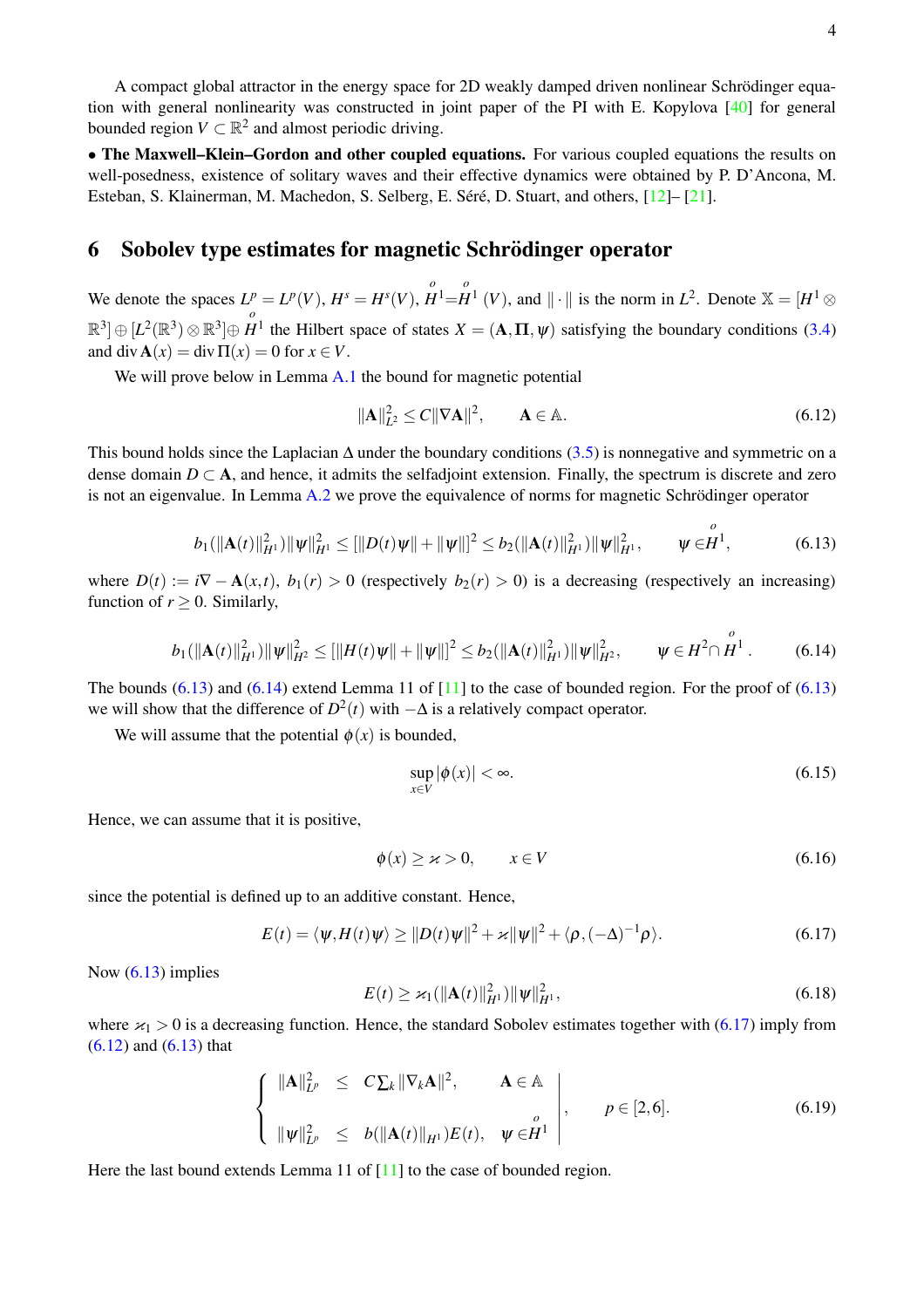A compact global attractor in the energy space for 2D weakly damped driven nonlinear Schrödinger equation with general nonlinearity was constructed in joint paper of the PI with E. Kopylova [40] for general bounded region $V \subset \mathbb{R}^2$ and almost periodic driving.

• **The Maxwell–Klein–Gordon and other coupled equations.** For various coupled equations the results on well-posedness, existence of solitary waves and their effective dynamics were obtained by P. D'Ancona, M. Esteban, S. Klainerman, M. Machedon, S. Selberg, E. Séré, D. Stuart, and others, [12]– [21].

## 6 Sobolev type estimates for magnetic Schrödinger operator

We denote the spaces $L^p = L^p(V)$, $H^s = H^s(V)$, $\overset{o}{H}{}^1 = \overset{o}{H}{}^1(V)$, and $\|\cdot\|$ is the norm in $L^2$. Denote $\mathbb{X} = [H^1 \otimes \mathbb{R}^3] \oplus [L^2(\mathbb{R}^3) \otimes \mathbb{R}^3] \oplus \overset{o}{H}{}^1$ the Hilbert space of states $X = (\mathbf{A}, \mathbf{\Pi}, \psi)$ satisfying the boundary conditions (3.4) and $\operatorname{div} \mathbf{A}(x) = \operatorname{div} \mathbf{\Pi}(x) = 0$ for $x \in V$.

We will prove below in Lemma A.1 the bound for magnetic potential

$$\|\mathbf{A}\|_{L^2}^2 \le C \|\nabla \mathbf{A}\|^2, \qquad \mathbf{A} \in \mathbb{A}. \tag{6.12}$$

This bound holds since the Laplacian $\Delta$ under the boundary conditions (3.5) is nonnegative and symmetric on a dense domain $D \subset \mathbf{A}$, and hence, it admits the selfadjoint extension. Finally, the spectrum is discrete and zero is not an eigenvalue. In Lemma A.2 we prove the equivalence of norms for magnetic Schrödinger operator

$$b_1(\|\mathbf{A}(t)\|_{H^1}^2)\|\psi\|_{H^1}^2 \le [\|D(t)\psi\| + \|\psi\|]^2 \le b_2(\|\mathbf{A}(t)\|_{H^1}^2)\|\psi\|_{H^1}^2, \qquad \psi \in \overset{o}{H}{}^1, \tag{6.13}$$

where $D(t) := i\nabla - \mathbf{A}(x,t)$, $b_1(r) > 0$ (respectively $b_2(r) > 0$) is a decreasing (respectively an increasing) function of $r \ge 0$. Similarly,

$$b_1(\|\mathbf{A}(t)\|_{H^1}^2)\|\psi\|_{H^2}^2 \le [\|H(t)\psi\| + \|\psi\|]^2 \le b_2(\|\mathbf{A}(t)\|_{H^1}^2)\|\psi\|_{H^2}^2, \qquad \psi \in H^2 \cap \overset{o}{H}{}^1. \tag{6.14}$$

The bounds (6.13) and (6.14) extend Lemma 11 of [11] to the case of bounded region. For the proof of (6.13) we will show that the difference of $D^2(t)$ with $-\Delta$ is a relatively compact operator.

We will assume that the potential $\phi(x)$ is bounded,

$$\sup_{x \in V} |\phi(x)| < \infty. \tag{6.15}$$

Hence, we can assume that it is positive,

$$\phi(x) \ge \varkappa > 0, \qquad x \in V \tag{6.16}$$

since the potential is defined up to an additive constant. Hence,

$$E(t) = \langle \psi, H(t)\psi \rangle \ge \|D(t)\psi\|^2 + \varkappa\|\psi\|^2 + \langle \rho, (-\Delta)^{-1}\rho \rangle. \tag{6.17}$$

Now (6.13) implies

$$E(t) \ge \varkappa_1(\|\mathbf{A}(t)\|_{H^1}^2)\|\psi\|_{H^1}^2, \tag{6.18}$$

where $\varkappa_1 > 0$ is a decreasing function. Hence, the standard Sobolev estimates together with (6.17) imply from (6.12) and (6.13) that

$$\left\{ \begin{array}{lcll} \|\mathbf{A}\|_{L^p}^2 & \le & C\sum_k \|\nabla_k \mathbf{A}\|^2, & \mathbf{A} \in \mathbb{A} \\ \\ \|\psi\|_{L^p}^2 & \le & b(\|\mathbf{A}(t)\|_{H^1})E(t), & \psi \in \overset{o}{H}{}^1 \end{array} \right| , \qquad p \in [2,6]. \tag{6.19}$$

Here the last bound extends Lemma 11 of [11] to the case of bounded region.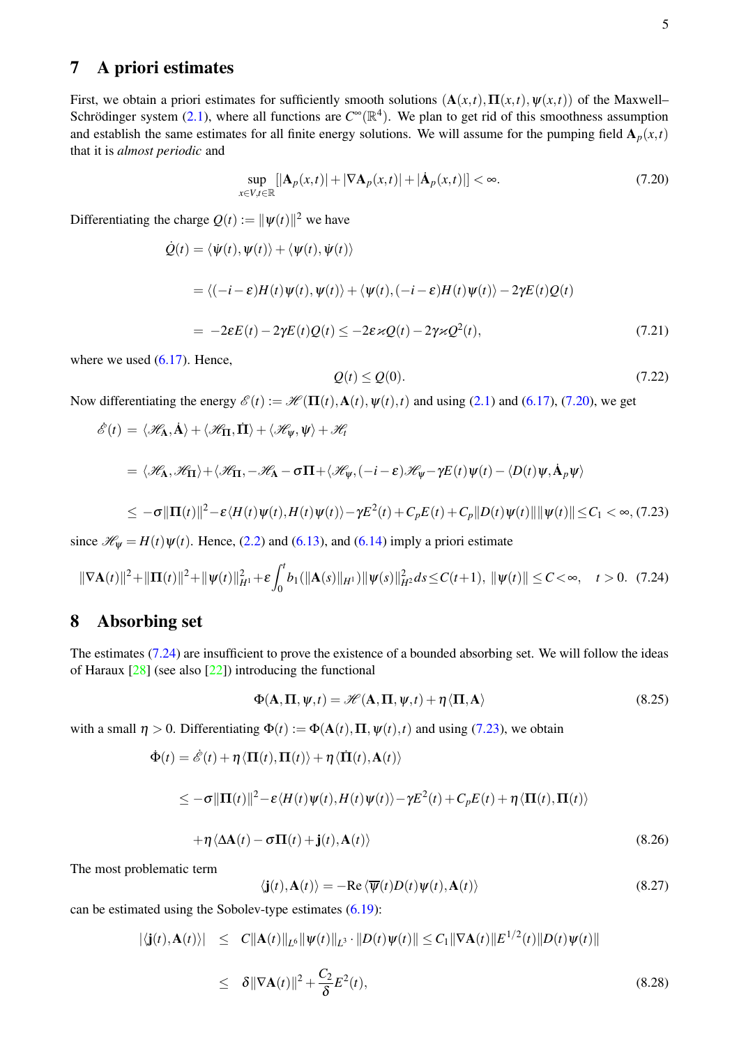## 7 A priori estimates

First, we obtain a priori estimates for sufficiently smooth solutions $(\mathbf{A}(x,t),\mathbf{\Pi}(x,t),\psi(x,t))$ of the Maxwell–Schrödinger system (2.1), where all functions are $C^\infty(\mathbb{R}^4)$. We plan to get rid of this smoothness assumption and establish the same estimates for all finite energy solutions. We will assume for the pumping field $\mathbf{A}_p(x,t)$ that it is *almost periodic* and

$$\sup_{x\in V,t\in\mathbb{R}}[|\mathbf{A}_p(x,t)|+|\nabla\mathbf{A}_p(x,t)|+|\dot{\mathbf{A}}_p(x,t)|]<\infty. \tag{7.20}$$

Differentiating the charge $Q(t):=\|\psi(t)\|^2$ we have

$$\begin{aligned}\dot{Q}(t)&=\langle\dot\psi(t),\psi(t)\rangle+\langle\psi(t),\dot\psi(t)\rangle\\ &=\langle(-i-\varepsilon)H(t)\psi(t),\psi(t)\rangle+\langle\psi(t),(-i-\varepsilon)H(t)\psi(t)\rangle-2\gamma E(t)Q(t)\\ &=-2\varepsilon E(t)-2\gamma E(t)Q(t)\le-2\varepsilon\varkappa Q(t)-2\gamma\varkappa Q^2(t),\end{aligned}\tag{7.21}$$

where we used (6.17). Hence,

$$Q(t)\le Q(0). \tag{7.22}$$

Now differentiating the energy $\mathscr{E}(t):=\mathscr{H}(\mathbf{\Pi}(t),\mathbf{A}(t),\psi(t),t)$ and using (2.1) and (6.17), (7.20), we get

$$\begin{aligned}\dot{\mathscr{E}}(t)&=\langle\mathscr{H}_{\mathbf{A}},\dot{\mathbf{A}}\rangle+\langle\mathscr{H}_{\mathbf{\Pi}},\dot{\mathbf{\Pi}}\rangle+\langle\mathscr{H}_\psi,\dot\psi\rangle+\mathscr{H}_t\\ &=\langle\mathscr{H}_{\mathbf{A}},\mathscr{H}_{\mathbf{\Pi}}\rangle+\langle\mathscr{H}_{\mathbf{\Pi}},-\mathscr{H}_{\mathbf{A}}-\sigma\mathbf{\Pi}+\langle\mathscr{H}_\psi,(-i-\varepsilon)\mathscr{H}_\psi-\gamma E(t)\psi(t)\rangle-\langle D(t)\psi,\dot{\mathbf{A}}_p\psi\rangle\\ &\le-\sigma\|\mathbf{\Pi}(t)\|^2-\varepsilon\langle H(t)\psi(t),H(t)\psi(t)\rangle-\gamma E^2(t)+C_pE(t)+C_p\|D(t)\psi(t)\|\|\psi(t)\|\le C_1<\infty,\end{aligned}\tag{7.23}$$

since $\mathscr{H}_\psi=H(t)\psi(t)$. Hence, (2.2) and (6.13), and (6.14) imply a priori estimate

$$\|\nabla\mathbf{A}(t)\|^2+\|\mathbf{\Pi}(t)\|^2+\|\psi(t)\|^2_{H^1}+\varepsilon\int_0^t b_1(\|\mathbf{A}(s)\|_{H^1})\|\psi(s)\|^2_{H^2}ds\le C(t+1),\ \|\psi(t)\|\le C<\infty,\quad t>0. \tag{7.24}$$

## 8 Absorbing set

The estimates (7.24) are insufficient to prove the existence of a bounded absorbing set. We will follow the ideas of Haraux [28] (see also [22]) introducing the functional

$$\Phi(\mathbf{A},\mathbf{\Pi},\psi,t)=\mathscr{H}(\mathbf{A},\mathbf{\Pi},\psi,t)+\eta\langle\mathbf{\Pi},\mathbf{A}\rangle \tag{8.25}$$

with a small $\eta>0$. Differentiating $\Phi(t):=\Phi(\mathbf{A}(t),\mathbf{\Pi},\psi(t),t)$ and using (7.23), we obtain

$$\begin{aligned}\dot\Phi(t)&=\dot{\mathscr{E}}(t)+\eta\langle\mathbf{\Pi}(t),\mathbf{\Pi}(t)\rangle+\eta\langle\dot{\mathbf{\Pi}}(t),\mathbf{A}(t)\rangle\\ &\le-\sigma\|\mathbf{\Pi}(t)\|^2-\varepsilon\langle H(t)\psi(t),H(t)\psi(t)\rangle-\gamma E^2(t)+C_pE(t)+\eta\langle\mathbf{\Pi}(t),\mathbf{\Pi}(t)\rangle\\ &\quad+\eta\langle\Delta\mathbf{A}(t)-\sigma\mathbf{\Pi}(t)+\mathbf{j}(t),\mathbf{A}(t)\rangle\end{aligned}\tag{8.26}$$

The most problematic term

$$\langle\mathbf{j}(t),\mathbf{A}(t)\rangle=-\mathrm{Re}\,\langle\overline{\psi}(t)D(t)\psi(t),\mathbf{A}(t)\rangle \tag{8.27}$$

can be estimated using the Sobolev-type estimates (6.19):

$$\begin{aligned}|\langle\mathbf{j}(t),\mathbf{A}(t)\rangle|&\le C\|\mathbf{A}(t)\|_{L^6}\|\psi(t)\|_{L^3}\cdot\|D(t)\psi(t)\|\le C_1\|\nabla\mathbf{A}(t)\|E^{1/2}(t)\|D(t)\psi(t)\|\\ &\le\delta\|\nabla\mathbf{A}(t)\|^2+\frac{C_2}{\delta}E^2(t),\end{aligned}\tag{8.28}$$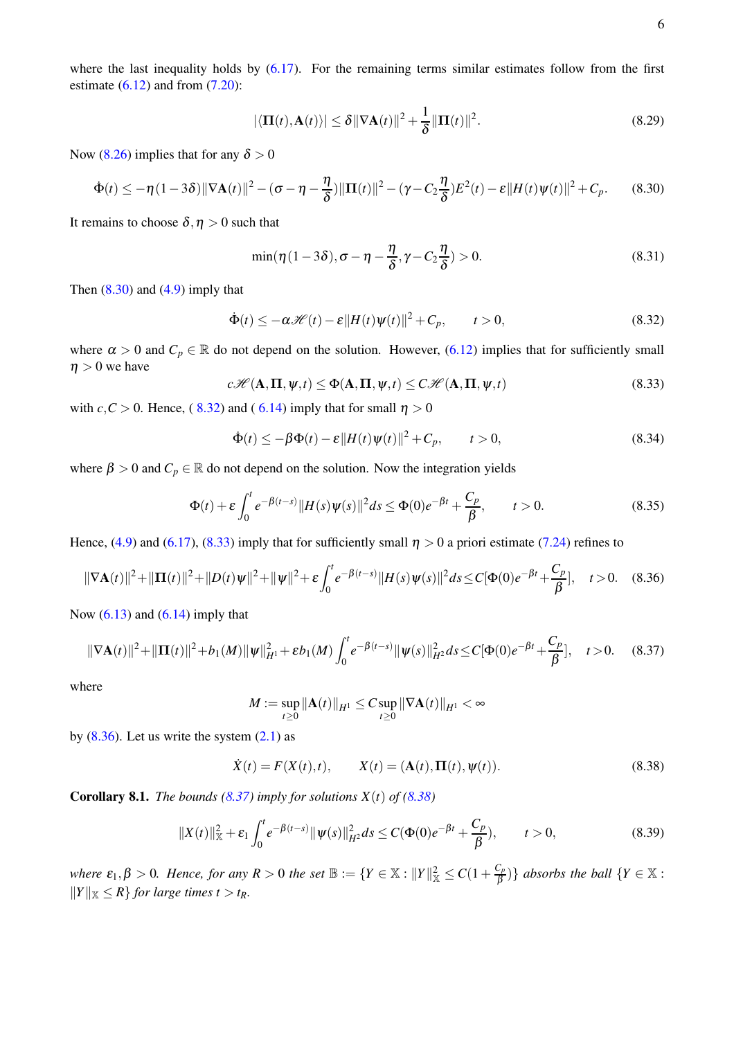where the last inequality holds by (6.17). For the remaining terms similar estimates follow from the first estimate (6.12) and from (7.20):

$$|\langle \mathbf{\Pi}(t), \mathbf{A}(t)\rangle| \le \delta \|\nabla \mathbf{A}(t)\|^2 + \frac{1}{\delta}\|\mathbf{\Pi}(t)\|^2. \tag{8.29}$$

Now (8.26) implies that for any $\delta > 0$

$$\dot{\Phi}(t) \le -\eta(1-3\delta)\|\nabla \mathbf{A}(t)\|^2 - (\sigma - \eta - \frac{\eta}{\delta})\|\mathbf{\Pi}(t)\|^2 - (\gamma - C_2\frac{\eta}{\delta})E^2(t) - \varepsilon\|H(t)\psi(t)\|^2 + C_p. \tag{8.30}$$

It remains to choose $\delta, \eta > 0$ such that

$$\min(\eta(1-3\delta), \sigma - \eta - \frac{\eta}{\delta}, \gamma - C_2\frac{\eta}{\delta}) > 0. \tag{8.31}$$

Then (8.30) and (4.9) imply that

$$\dot{\Phi}(t) \le -\alpha \mathscr{H}(t) - \varepsilon\|H(t)\psi(t)\|^2 + C_p, \qquad t > 0, \tag{8.32}$$

where $\alpha > 0$ and $C_p \in \mathbb{R}$ do not depend on the solution. However, (6.12) implies that for sufficiently small $\eta > 0$ we have

$$c\mathscr{H}(\mathbf{A}, \mathbf{\Pi}, \psi, t) \le \Phi(\mathbf{A}, \mathbf{\Pi}, \psi, t) \le C\mathscr{H}(\mathbf{A}, \mathbf{\Pi}, \psi, t) \tag{8.33}$$

with $c, C > 0$. Hence, ( 8.32) and ( 6.14) imply that for small $\eta > 0$

$$\dot{\Phi}(t) \le -\beta\Phi(t) - \varepsilon\|H(t)\psi(t)\|^2 + C_p, \qquad t > 0, \tag{8.34}$$

where $\beta > 0$ and $C_p \in \mathbb{R}$ do not depend on the solution. Now the integration yields

$$\Phi(t) + \varepsilon\int_0^t e^{-\beta(t-s)}\|H(s)\psi(s)\|^2 ds \le \Phi(0)e^{-\beta t} + \frac{C_p}{\beta}, \qquad t > 0. \tag{8.35}$$

Hence, (4.9) and (6.17), (8.33) imply that for sufficiently small $\eta > 0$ a priori estimate (7.24) refines to

$$\|\nabla \mathbf{A}(t)\|^2 + \|\mathbf{\Pi}(t)\|^2 + \|D(t)\psi\|^2 + \|\psi\|^2 + \varepsilon\int_0^t e^{-\beta(t-s)}\|H(s)\psi(s)\|^2 ds \le C[\Phi(0)e^{-\beta t} + \frac{C_p}{\beta}], \quad t > 0. \tag{8.36}$$

Now (6.13) and (6.14) imply that

$$\|\nabla \mathbf{A}(t)\|^2 + \|\mathbf{\Pi}(t)\|^2 + b_1(M)\|\psi\|^2_{H^1} + \varepsilon b_1(M)\int_0^t e^{-\beta(t-s)}\|\psi(s)\|^2_{H^2} ds \le C[\Phi(0)e^{-\beta t} + \frac{C_p}{\beta}], \quad t > 0. \tag{8.37}$$

where

$$M := \sup_{t\ge 0}\|\mathbf{A}(t)\|_{H^1} \le C\sup_{t\ge 0}\|\nabla \mathbf{A}(t)\|_{H^1} < \infty$$

by (8.36). Let us write the system (2.1) as

$$\dot{X}(t) = F(X(t), t), \qquad X(t) = (\mathbf{A}(t), \mathbf{\Pi}(t), \psi(t)). \tag{8.38}$$

**Corollary 8.1.** *The bounds (8.37) imply for solutions $X(t)$ of (8.38)*

$$\|X(t)\|^2_{\mathbb{X}} + \varepsilon_1\int_0^t e^{-\beta(t-s)}\|\psi(s)\|^2_{H^2} ds \le C(\Phi(0)e^{-\beta t} + \frac{C_p}{\beta}), \qquad t > 0, \tag{8.39}$$

*where $\varepsilon_1, \beta > 0$. Hence, for any $R > 0$ the set $\mathbb{B} := \{Y \in \mathbb{X} : \|Y\|^2_{\mathbb{X}} \le C(1 + \frac{C_p}{\beta})\}$ absorbs the ball $\{Y \in \mathbb{X} : \|Y\|_{\mathbb{X}} \le R\}$ for large times $t > t_R$.*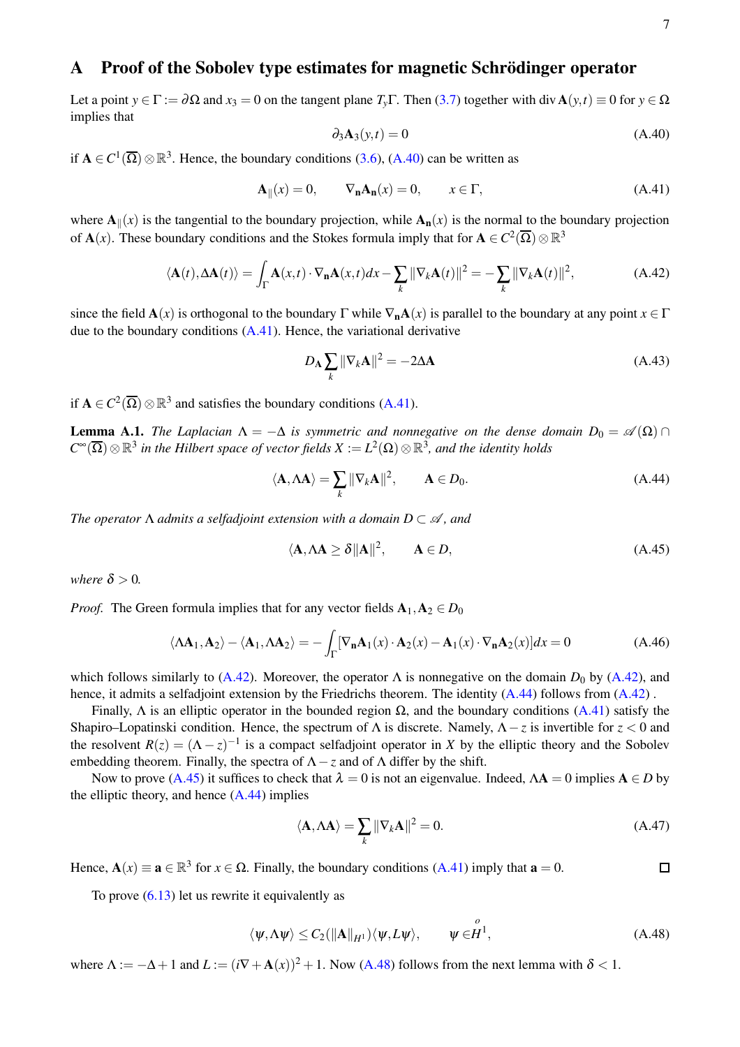## A Proof of the Sobolev type estimates for magnetic Schrödinger operator

Let a point $y \in \Gamma := \partial\Omega$ and $x_3 = 0$ on the tangent plane $T_y\Gamma$. Then (3.7) together with $\operatorname{div} \mathbf{A}(y,t) \equiv 0$ for $y \in \Omega$ implies that

$$\partial_3 \mathbf{A}_3(y,t) = 0 \tag{A.40}$$

if $\mathbf{A} \in C^1(\overline{\Omega}) \otimes \mathbb{R}^3$. Hence, the boundary conditions (3.6), (A.40) can be written as

$$\mathbf{A}_\parallel(x) = 0, \qquad \nabla_{\mathbf{n}} \mathbf{A}_{\mathbf{n}}(x) = 0, \qquad x \in \Gamma, \tag{A.41}$$

where $\mathbf{A}_\parallel(x)$ is the tangential to the boundary projection, while $\mathbf{A}_{\mathbf{n}}(x)$ is the normal to the boundary projection of $\mathbf{A}(x)$. These boundary conditions and the Stokes formula imply that for $\mathbf{A} \in C^2(\overline{\Omega}) \otimes \mathbb{R}^3$

$$\langle \mathbf{A}(t), \Delta \mathbf{A}(t) \rangle = \int_\Gamma \mathbf{A}(x,t) \cdot \nabla_{\mathbf{n}} \mathbf{A}(x,t) dx - \sum_k \|\nabla_k \mathbf{A}(t)\|^2 = -\sum_k \|\nabla_k \mathbf{A}(t)\|^2, \tag{A.42}$$

since the field $\mathbf{A}(x)$ is orthogonal to the boundary $\Gamma$ while $\nabla_{\mathbf{n}} \mathbf{A}(x)$ is parallel to the boundary at any point $x \in \Gamma$ due to the boundary conditions (A.41). Hence, the variational derivative

$$D_{\mathbf{A}} \sum_k \|\nabla_k \mathbf{A}\|^2 = -2\Delta \mathbf{A} \tag{A.43}$$

if $\mathbf{A} \in C^2(\overline{\Omega}) \otimes \mathbb{R}^3$ and satisfies the boundary conditions (A.41).

**Lemma A.1.** *The Laplacian $\Lambda = -\Delta$ is symmetric and nonnegative on the dense domain $D_0 = \mathscr{A}(\Omega) \cap C^\infty(\overline{\Omega}) \otimes \mathbb{R}^3$ in the Hilbert space of vector fields $X := L^2(\Omega) \otimes \mathbb{R}^3$, and the identity holds*

$$\langle \mathbf{A}, \Lambda \mathbf{A} \rangle = \sum_k \|\nabla_k \mathbf{A}\|^2, \qquad \mathbf{A} \in D_0. \tag{A.44}$$

*The operator $\Lambda$ admits a selfadjoint extension with a domain $D \subset \mathscr{A}$, and*

$$\langle \mathbf{A}, \Lambda \mathbf{A} \geq \delta \|\mathbf{A}\|^2, \qquad \mathbf{A} \in D, \tag{A.45}$$

*where $\delta > 0$.*

*Proof.* The Green formula implies that for any vector fields $\mathbf{A}_1, \mathbf{A}_2 \in D_0$

$$\langle \Lambda \mathbf{A}_1, \mathbf{A}_2 \rangle - \langle \mathbf{A}_1, \Lambda \mathbf{A}_2 \rangle = -\int_\Gamma [\nabla_{\mathbf{n}} \mathbf{A}_1(x) \cdot \mathbf{A}_2(x) - \mathbf{A}_1(x) \cdot \nabla_{\mathbf{n}} \mathbf{A}_2(x)] dx = 0 \tag{A.46}$$

which follows similarly to (A.42). Moreover, the operator $\Lambda$ is nonnegative on the domain $D_0$ by (A.42), and hence, it admits a selfadjoint extension by the Friedrichs theorem. The identity (A.44) follows from (A.42) .

Finally, $\Lambda$ is an elliptic operator in the bounded region $\Omega$, and the boundary conditions (A.41) satisfy the Shapiro–Lopatinski condition. Hence, the spectrum of $\Lambda$ is discrete. Namely, $\Lambda - z$ is invertible for $z < 0$ and the resolvent $R(z) = (\Lambda - z)^{-1}$ is a compact selfadjoint operator in $X$ by the elliptic theory and the Sobolev embedding theorem. Finally, the spectra of $\Lambda - z$ and of $\Lambda$ differ by the shift.

Now to prove (A.45) it suffices to check that $\lambda = 0$ is not an eigenvalue. Indeed, $\Lambda \mathbf{A} = 0$ implies $\mathbf{A} \in D$ by the elliptic theory, and hence (A.44) implies

$$\langle \mathbf{A}, \Lambda \mathbf{A} \rangle = \sum_k \|\nabla_k \mathbf{A}\|^2 = 0. \tag{A.47}$$

Hence, $\mathbf{A}(x) \equiv \mathbf{a} \in \mathbb{R}^3$ for $x \in \Omega$. Finally, the boundary conditions (A.41) imply that $\mathbf{a} = 0$. □

To prove (6.13) let us rewrite it equivalently as

$$\langle \psi, \Lambda \psi \rangle \leq C_2(\|\mathbf{A}\|_{H^1}) \langle \psi, L\psi \rangle, \qquad \psi \in \overset{o}{H}{}^1, \tag{A.48}$$

where $\Lambda := -\Delta + 1$ and $L := (i\nabla + \mathbf{A}(x))^2 + 1$. Now (A.48) follows from the next lemma with $\delta < 1$.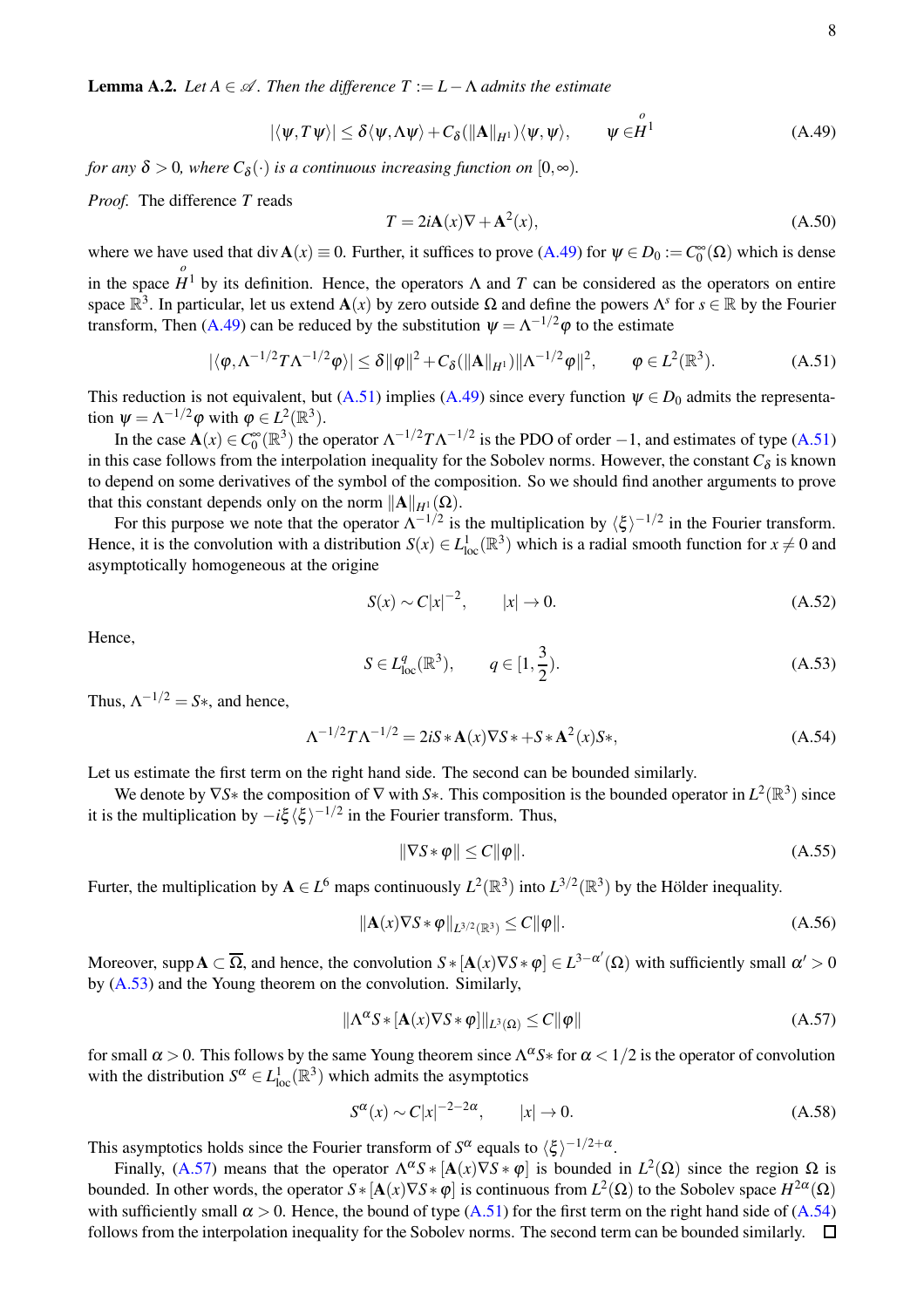**Lemma A.2.** *Let $A \in \mathscr{A}$. Then the difference $T := L - \Lambda$ admits the estimate*

$$|\langle \psi, T\psi \rangle| \le \delta \langle \psi, \Lambda\psi \rangle + C_\delta(\|\mathbf{A}\|_{H^1})\langle \psi, \psi \rangle, \qquad \psi \in \overset{o}{H^1} \tag{A.49}$$

*for any $\delta > 0$, where $C_\delta(\cdot)$ is a continuous increasing function on $[0, \infty)$.*

*Proof.* The difference $T$ reads

$$T = 2i\mathbf{A}(x)\nabla + \mathbf{A}^2(x), \tag{A.50}$$

where we have used that $\operatorname{div} \mathbf{A}(x) \equiv 0$. Further, it suffices to prove (A.49) for $\psi \in D_0 := C_0^\infty(\Omega)$ which is dense in the space $\overset{o}{H^1}$ by its definition. Hence, the operators $\Lambda$ and $T$ can be considered as the operators on entire space $\mathbb{R}^3$. In particular, let us extend $\mathbf{A}(x)$ by zero outside $\Omega$ and define the powers $\Lambda^s$ for $s \in \mathbb{R}$ by the Fourier transform, Then (A.49) can be reduced by the substitution $\psi = \Lambda^{-1/2}\varphi$ to the estimate

$$|\langle \varphi, \Lambda^{-1/2}T\Lambda^{-1/2}\varphi \rangle| \le \delta\|\varphi\|^2 + C_\delta(\|\mathbf{A}\|_{H^1})\|\Lambda^{-1/2}\varphi\|^2, \qquad \varphi \in L^2(\mathbb{R}^3). \tag{A.51}$$

This reduction is not equivalent, but (A.51) implies (A.49) since every function $\psi \in D_0$ admits the representation $\psi = \Lambda^{-1/2}\varphi$ with $\varphi \in L^2(\mathbb{R}^3)$.

In the case $\mathbf{A}(x) \in C_0^\infty(\mathbb{R}^3)$ the operator $\Lambda^{-1/2}T\Lambda^{-1/2}$ is the PDO of order $-1$, and estimates of type (A.51) in this case follows from the interpolation inequality for the Sobolev norms. However, the constant $C_\delta$ is known to depend on some derivatives of the symbol of the composition. So we should find another arguments to prove that this constant depends only on the norm $\|\mathbf{A}\|_{H^1}(\Omega)$.

For this purpose we note that the operator $\Lambda^{-1/2}$ is the multiplication by $\langle\xi\rangle^{-1/2}$ in the Fourier transform. Hence, it is the convolution with a distribution $S(x) \in L^1_{\rm loc}(\mathbb{R}^3)$ which is a radial smooth function for $x \ne 0$ and asymptotically homogeneous at the origine

$$S(x) \sim C|x|^{-2}, \qquad |x| \to 0. \tag{A.52}$$

Hence,

$$S \in L^q_{\rm loc}(\mathbb{R}^3), \qquad q \in [1, \frac{3}{2}). \tag{A.53}$$

Thus, $\Lambda^{-1/2} = S*$, and hence,

$$\Lambda^{-1/2}T\Lambda^{-1/2} = 2iS * \mathbf{A}(x)\nabla S * + S * \mathbf{A}^2(x)S*, \tag{A.54}$$

Let us estimate the first term on the right hand side. The second can be bounded similarly.

We denote by $\nabla S*$ the composition of $\nabla$ with $S*$. This composition is the bounded operator in $L^2(\mathbb{R}^3)$ since it is the multiplication by $-i\xi\langle\xi\rangle^{-1/2}$ in the Fourier transform. Thus,

$$\|\nabla S * \varphi\| \le C\|\varphi\|. \tag{A.55}$$

Furter, the multiplication by $\mathbf{A} \in L^6$ maps continuously $L^2(\mathbb{R}^3)$ into $L^{3/2}(\mathbb{R}^3)$ by the Hölder inequality.

$$\|\mathbf{A}(x)\nabla S * \varphi\|_{L^{3/2}(\mathbb{R}^3)} \le C\|\varphi\|. \tag{A.56}$$

Moreover, $\operatorname{supp} \mathbf{A} \subset \overline{\Omega}$, and hence, the convolution $S * [\mathbf{A}(x)\nabla S * \varphi] \in L^{3-\alpha'}(\Omega)$ with sufficiently small $\alpha' > 0$ by (A.53) and the Young theorem on the convolution. Similarly,

$$\|\Lambda^\alpha S * [\mathbf{A}(x)\nabla S * \varphi]\|_{L^3(\Omega)} \le C\|\varphi\| \tag{A.57}$$

for small $\alpha > 0$. This follows by the same Young theorem since $\Lambda^\alpha S*$ for $\alpha < 1/2$ is the operator of convolution with the distribution $S^\alpha \in L^1_{\rm loc}(\mathbb{R}^3)$ which admits the asymptotics

$$S^\alpha(x) \sim C|x|^{-2-2\alpha}, \qquad |x| \to 0. \tag{A.58}$$

This asymptotics holds since the Fourier transform of $S^\alpha$ equals to $\langle\xi\rangle^{-1/2+\alpha}$.

Finally, (A.57) means that the operator $\Lambda^\alpha S * [\mathbf{A}(x)\nabla S * \varphi]$ is bounded in $L^2(\Omega)$ since the region $\Omega$ is bounded. In other words, the operator $S * [\mathbf{A}(x)\nabla S * \varphi]$ is continuous from $L^2(\Omega)$ to the Sobolev space $H^{2\alpha}(\Omega)$ with sufficiently small $\alpha > 0$. Hence, the bound of type (A.51) for the first term on the right hand side of (A.54) follows from the interpolation inequality for the Sobolev norms. The second term can be bounded similarly. □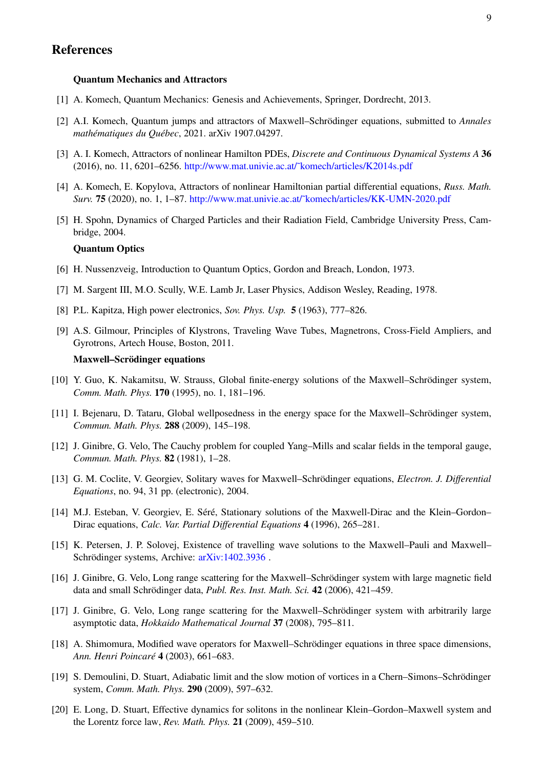## References

**Quantum Mechanics and Attractors**

[1] A. Komech, Quantum Mechanics: Genesis and Achievements, Springer, Dordrecht, 2013.

[2] A.I. Komech, Quantum jumps and attractors of Maxwell–Schrödinger equations, submitted to *Annales mathématiques du Québec*, 2021. arXiv 1907.04297.

[3] A. I. Komech, Attractors of nonlinear Hamilton PDEs, *Discrete and Continuous Dynamical Systems A* **36** (2016), no. 11, 6201–6256. http://www.mat.univie.ac.at/˜komech/articles/K2014s.pdf

[4] A. Komech, E. Kopylova, Attractors of nonlinear Hamiltonian partial differential equations, *Russ. Math. Surv.* **75** (2020), no. 1, 1–87. http://www.mat.univie.ac.at/˜komech/articles/KK-UMN-2020.pdf

[5] H. Spohn, Dynamics of Charged Particles and their Radiation Field, Cambridge University Press, Cambridge, 2004.

**Quantum Optics**

[6] H. Nussenzveig, Introduction to Quantum Optics, Gordon and Breach, London, 1973.

[7] M. Sargent III, M.O. Scully, W.E. Lamb Jr, Laser Physics, Addison Wesley, Reading, 1978.

[8] P.L. Kapitza, High power electronics, *Sov. Phys. Usp.* **5** (1963), 777–826.

[9] A.S. Gilmour, Principles of Klystrons, Traveling Wave Tubes, Magnetrons, Cross-Field Ampliers, and Gyrotrons, Artech House, Boston, 2011.

**Maxwell–Scrödinger equations**

[10] Y. Guo, K. Nakamitsu, W. Strauss, Global finite-energy solutions of the Maxwell–Schrödinger system, *Comm. Math. Phys.* **170** (1995), no. 1, 181–196.

[11] I. Bejenaru, D. Tataru, Global wellposedness in the energy space for the Maxwell–Schrödinger system, *Commun. Math. Phys.* **288** (2009), 145–198.

[12] J. Ginibre, G. Velo, The Cauchy problem for coupled Yang–Mills and scalar fields in the temporal gauge, *Commun. Math. Phys.* **82** (1981), 1–28.

[13] G. M. Coclite, V. Georgiev, Solitary waves for Maxwell–Schrödinger equations, *Electron. J. Differential Equations*, no. 94, 31 pp. (electronic), 2004.

[14] M.J. Esteban, V. Georgiev, E. Séré, Stationary solutions of the Maxwell-Dirac and the Klein–Gordon–Dirac equations, *Calc. Var. Partial Differential Equations* **4** (1996), 265–281.

[15] K. Petersen, J. P. Solovej, Existence of travelling wave solutions to the Maxwell–Pauli and Maxwell–Schrödinger systems, Archive: arXiv:1402.3936 .

[16] J. Ginibre, G. Velo, Long range scattering for the Maxwell–Schrödinger system with large magnetic field data and small Schrödinger data, *Publ. Res. Inst. Math. Sci.* **42** (2006), 421–459.

[17] J. Ginibre, G. Velo, Long range scattering for the Maxwell–Schrödinger system with arbitrarily large asymptotic data, *Hokkaido Mathematical Journal* **37** (2008), 795–811.

[18] A. Shimomura, Modified wave operators for Maxwell–Schrödinger equations in three space dimensions, *Ann. Henri Poincaré* **4** (2003), 661–683.

[19] S. Demoulini, D. Stuart, Adiabatic limit and the slow motion of vortices in a Chern–Simons–Schrödinger system, *Comm. Math. Phys.* **290** (2009), 597–632.

[20] E. Long, D. Stuart, Effective dynamics for solitons in the nonlinear Klein–Gordon–Maxwell system and the Lorentz force law, *Rev. Math. Phys.* **21** (2009), 459–510.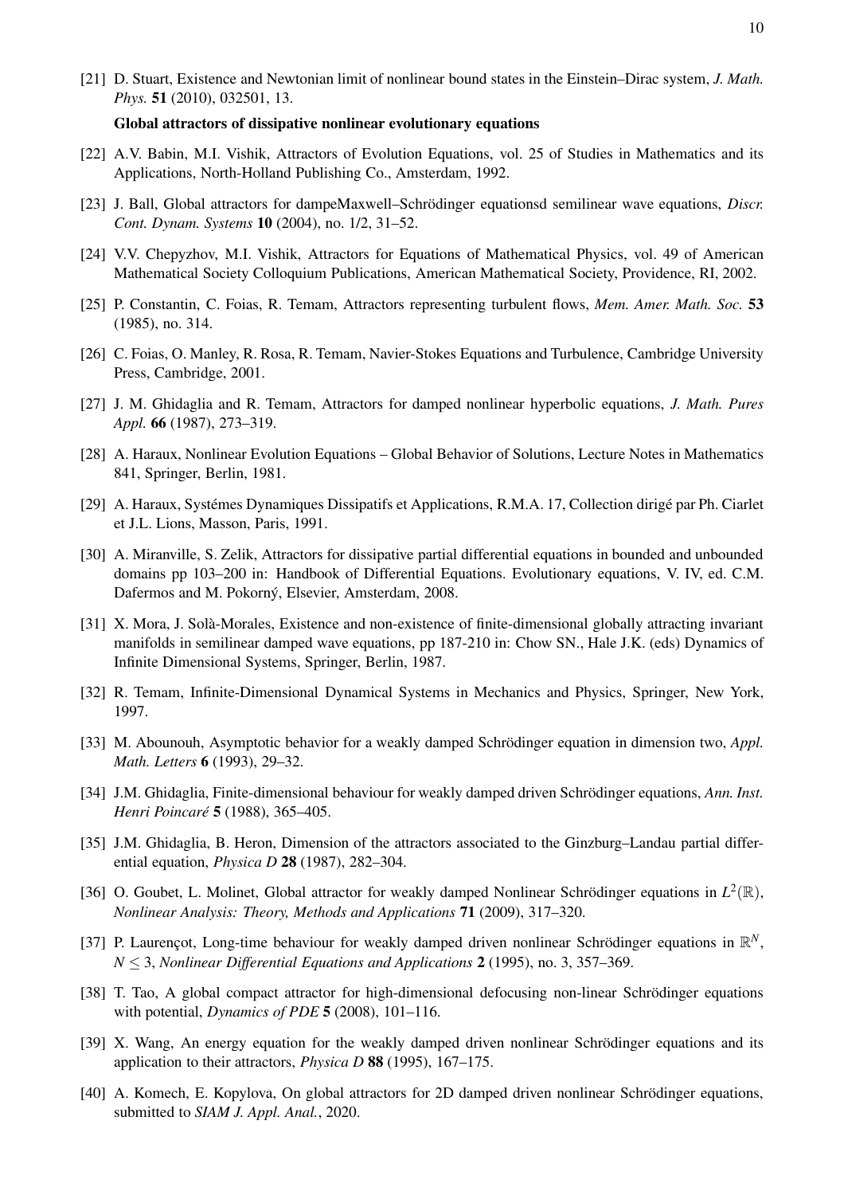[21] D. Stuart, Existence and Newtonian limit of nonlinear bound states in the Einstein–Dirac system, *J. Math. Phys.* **51** (2010), 032501, 13.

**Global attractors of dissipative nonlinear evolutionary equations**

[22] A.V. Babin, M.I. Vishik, Attractors of Evolution Equations, vol. 25 of Studies in Mathematics and its Applications, North-Holland Publishing Co., Amsterdam, 1992.

[23] J. Ball, Global attractors for dampeMaxwell–Schrödinger equationsd semilinear wave equations, *Discr. Cont. Dynam. Systems* **10** (2004), no. 1/2, 31–52.

[24] V.V. Chepyzhov, M.I. Vishik, Attractors for Equations of Mathematical Physics, vol. 49 of American Mathematical Society Colloquium Publications, American Mathematical Society, Providence, RI, 2002.

[25] P. Constantin, C. Foias, R. Temam, Attractors representing turbulent flows, *Mem. Amer. Math. Soc.* **53** (1985), no. 314.

[26] C. Foias, O. Manley, R. Rosa, R. Temam, Navier-Stokes Equations and Turbulence, Cambridge University Press, Cambridge, 2001.

[27] J. M. Ghidaglia and R. Temam, Attractors for damped nonlinear hyperbolic equations, *J. Math. Pures Appl.* **66** (1987), 273–319.

[28] A. Haraux, Nonlinear Evolution Equations – Global Behavior of Solutions, Lecture Notes in Mathematics 841, Springer, Berlin, 1981.

[29] A. Haraux, Systémes Dynamiques Dissipatifs et Applications, R.M.A. 17, Collection dirigé par Ph. Ciarlet et J.L. Lions, Masson, Paris, 1991.

[30] A. Miranville, S. Zelik, Attractors for dissipative partial differential equations in bounded and unbounded domains pp 103–200 in: Handbook of Differential Equations. Evolutionary equations, V. IV, ed. C.M. Dafermos and M. Pokorný, Elsevier, Amsterdam, 2008.

[31] X. Mora, J. Solà-Morales, Existence and non-existence of finite-dimensional globally attracting invariant manifolds in semilinear damped wave equations, pp 187-210 in: Chow SN., Hale J.K. (eds) Dynamics of Infinite Dimensional Systems, Springer, Berlin, 1987.

[32] R. Temam, Infinite-Dimensional Dynamical Systems in Mechanics and Physics, Springer, New York, 1997.

[33] M. Abounouh, Asymptotic behavior for a weakly damped Schrödinger equation in dimension two, *Appl. Math. Letters* **6** (1993), 29–32.

[34] J.M. Ghidaglia, Finite-dimensional behaviour for weakly damped driven Schrödinger equations, *Ann. Inst. Henri Poincaré* **5** (1988), 365–405.

[35] J.M. Ghidaglia, B. Heron, Dimension of the attractors associated to the Ginzburg–Landau partial differential equation, *Physica D* **28** (1987), 282–304.

[36] O. Goubet, L. Molinet, Global attractor for weakly damped Nonlinear Schrödinger equations in $L^2(\mathbb{R})$, *Nonlinear Analysis: Theory, Methods and Applications* **71** (2009), 317–320.

[37] P. Laurençot, Long-time behaviour for weakly damped driven nonlinear Schrödinger equations in $\mathbb{R}^N$, $N \leq 3$, *Nonlinear Differential Equations and Applications* **2** (1995), no. 3, 357–369.

[38] T. Tao, A global compact attractor for high-dimensional defocusing non-linear Schrödinger equations with potential, *Dynamics of PDE* **5** (2008), 101–116.

[39] X. Wang, An energy equation for the weakly damped driven nonlinear Schrödinger equations and its application to their attractors, *Physica D* **88** (1995), 167–175.

[40] A. Komech, E. Kopylova, On global attractors for 2D damped driven nonlinear Schrödinger equations, submitted to *SIAM J. Appl. Anal.*, 2020.